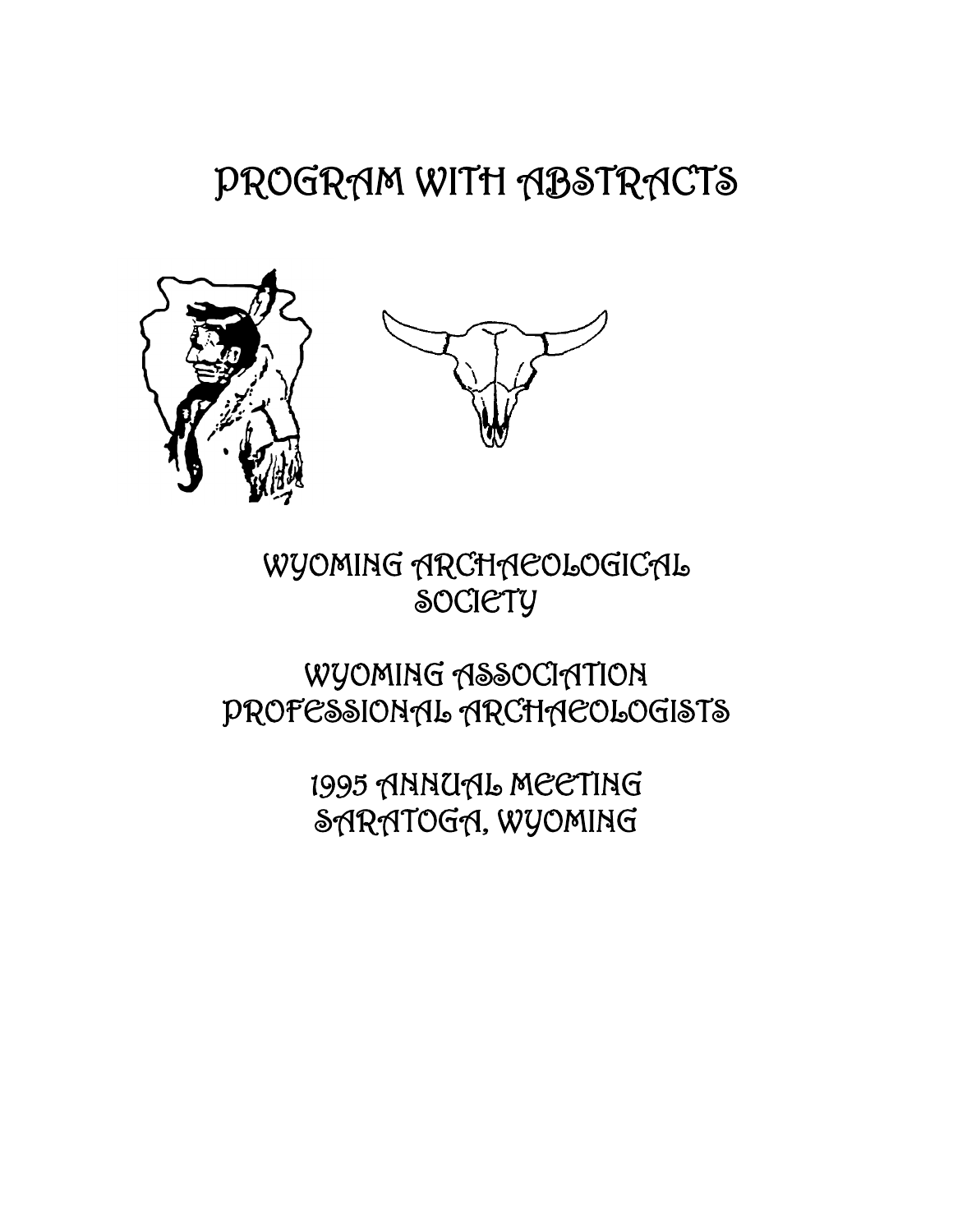# PROGRAM WITH ABSTRACTS

WYOMING ARCHAEOLOGICAL SOCIETY

WYOMING ASSOCIATION PROFESSIONAL ARCHAEOLOGISTS

1995 ANNUAL MEETING
SARATOGA, WYOMING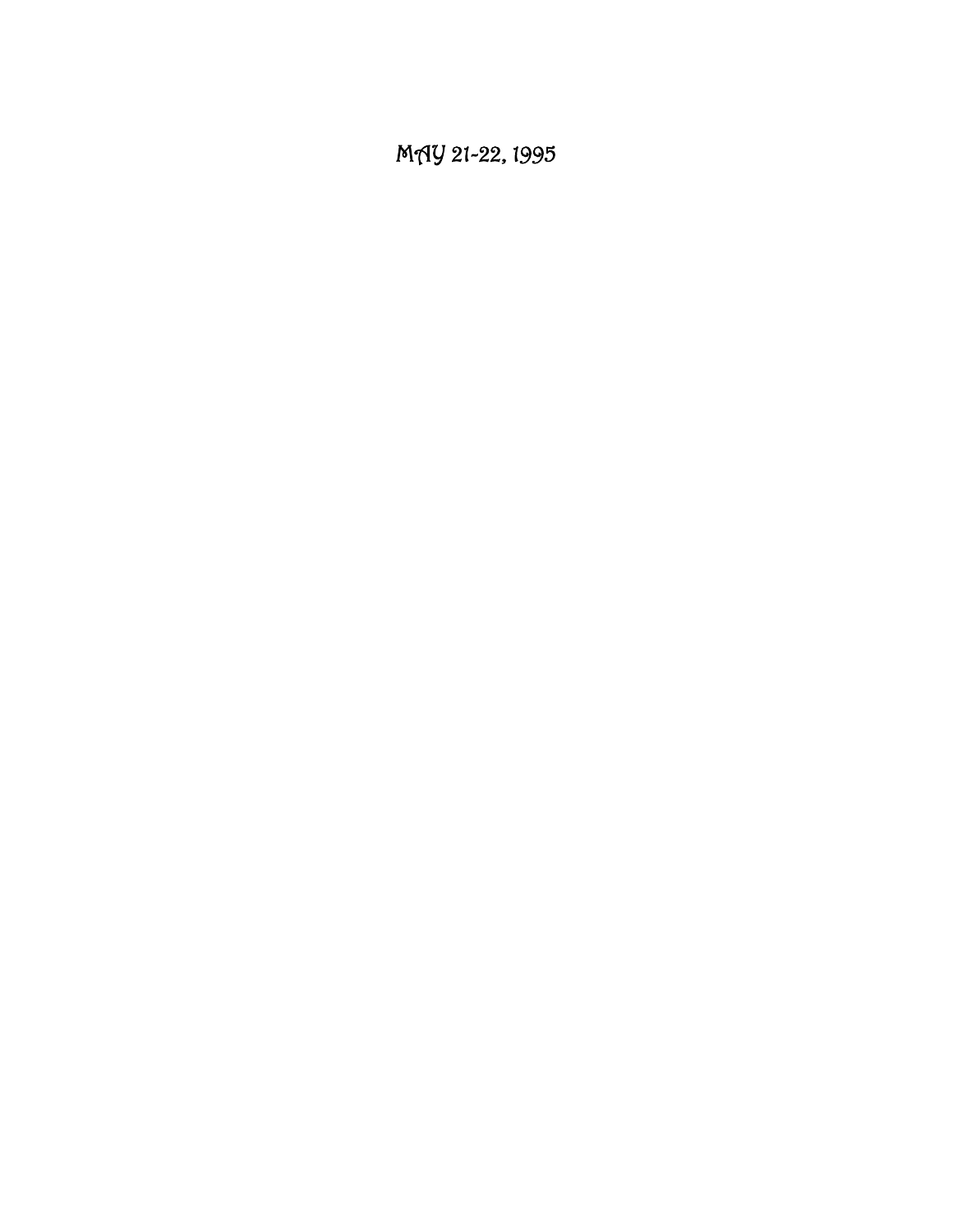*MAY 21-22, 1995*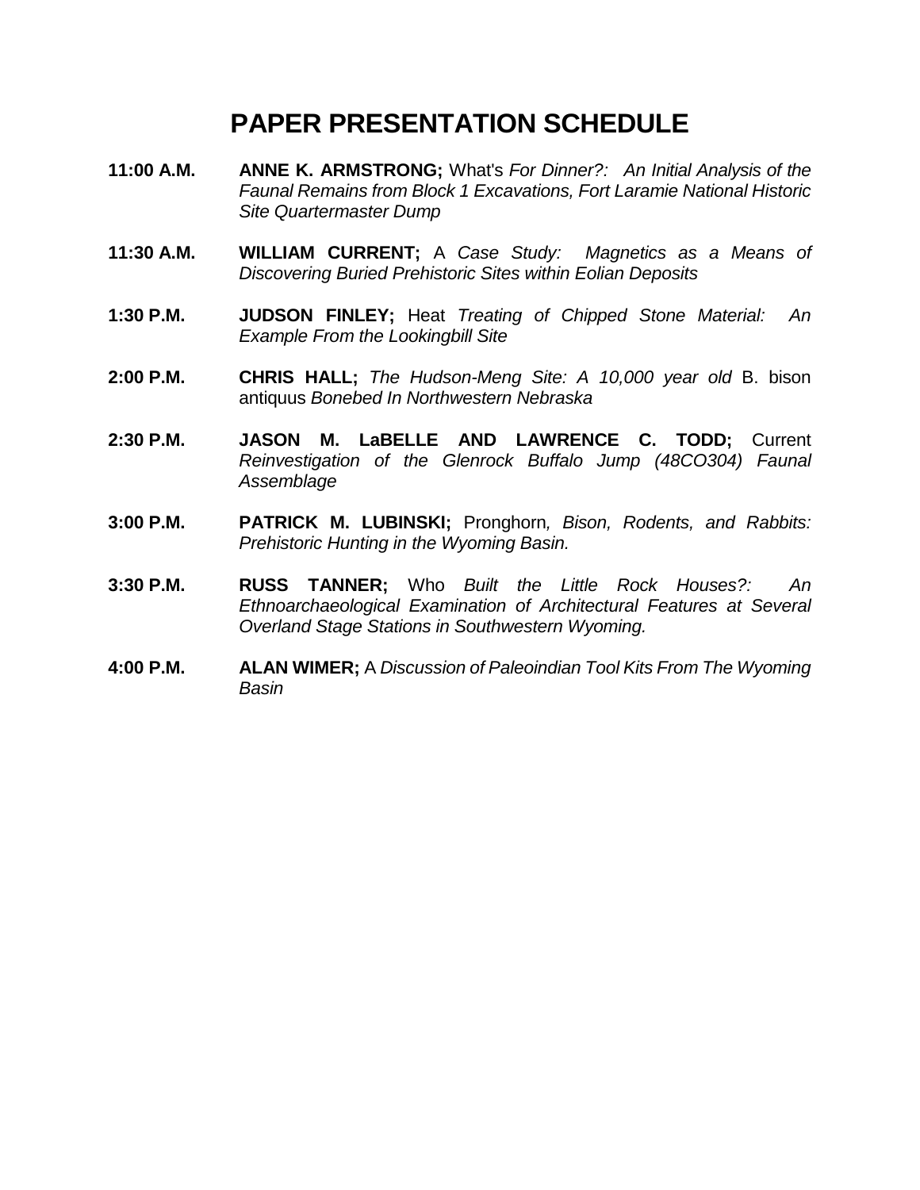# PAPER PRESENTATION SCHEDULE

**11:00 A.M.** **ANNE K. ARMSTRONG;** What's *For Dinner?: An Initial Analysis of the Faunal Remains from Block 1 Excavations, Fort Laramie National Historic Site Quartermaster Dump*

**11:30 A.M.** **WILLIAM CURRENT;** A *Case Study: Magnetics as a Means of Discovering Buried Prehistoric Sites within Eolian Deposits*

**1:30 P.M.** **JUDSON FINLEY;** Heat *Treating of Chipped Stone Material: An Example From the Lookingbill Site*

**2:00 P.M.** **CHRIS HALL;** *The Hudson-Meng Site: A 10,000 year old* B. bison antiquus *Bonebed In Northwestern Nebraska*

**2:30 P.M.** **JASON M. LaBELLE AND LAWRENCE C. TODD;** Current *Reinvestigation of the Glenrock Buffalo Jump (48CO304) Faunal Assemblage*

**3:00 P.M.** **PATRICK M. LUBINSKI;** Pronghorn*, Bison, Rodents, and Rabbits: Prehistoric Hunting in the Wyoming Basin.*

**3:30 P.M.** **RUSS TANNER;** Who *Built the Little Rock Houses?: An Ethnoarchaeological Examination of Architectural Features at Several Overland Stage Stations in Southwestern Wyoming.*

**4:00 P.M.** **ALAN WIMER;** A *Discussion of Paleoindian Tool Kits From The Wyoming Basin*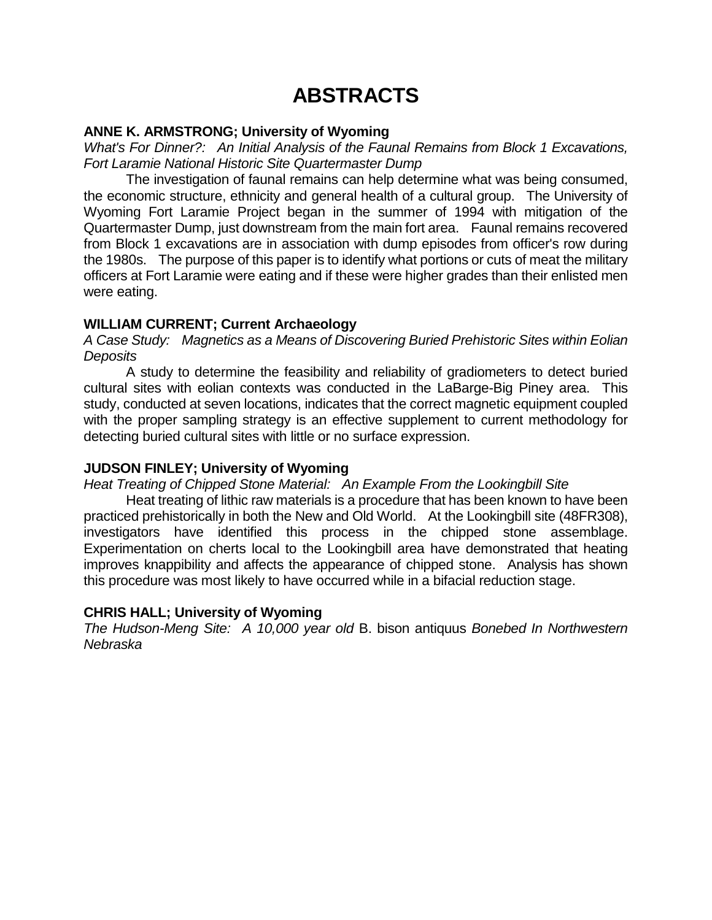# ABSTRACTS

**ANNE K. ARMSTRONG; University of Wyoming**

*What's For Dinner?: An Initial Analysis of the Faunal Remains from Block 1 Excavations, Fort Laramie National Historic Site Quartermaster Dump*

The investigation of faunal remains can help determine what was being consumed, the economic structure, ethnicity and general health of a cultural group. The University of Wyoming Fort Laramie Project began in the summer of 1994 with mitigation of the Quartermaster Dump, just downstream from the main fort area. Faunal remains recovered from Block 1 excavations are in association with dump episodes from officer's row during the 1980s. The purpose of this paper is to identify what portions or cuts of meat the military officers at Fort Laramie were eating and if these were higher grades than their enlisted men were eating.

**WILLIAM CURRENT; Current Archaeology**

*A Case Study: Magnetics as a Means of Discovering Buried Prehistoric Sites within Eolian Deposits*

A study to determine the feasibility and reliability of gradiometers to detect buried cultural sites with eolian contexts was conducted in the LaBarge-Big Piney area. This study, conducted at seven locations, indicates that the correct magnetic equipment coupled with the proper sampling strategy is an effective supplement to current methodology for detecting buried cultural sites with little or no surface expression.

**JUDSON FINLEY; University of Wyoming**

*Heat Treating of Chipped Stone Material: An Example From the Lookingbill Site*

Heat treating of lithic raw materials is a procedure that has been known to have been practiced prehistorically in both the New and Old World. At the Lookingbill site (48FR308), investigators have identified this process in the chipped stone assemblage. Experimentation on cherts local to the Lookingbill area have demonstrated that heating improves knappibility and affects the appearance of chipped stone. Analysis has shown this procedure was most likely to have occurred while in a bifacial reduction stage.

**CHRIS HALL; University of Wyoming**

*The Hudson-Meng Site: A 10,000 year old* B. bison antiquus *Bonebed In Northwestern Nebraska*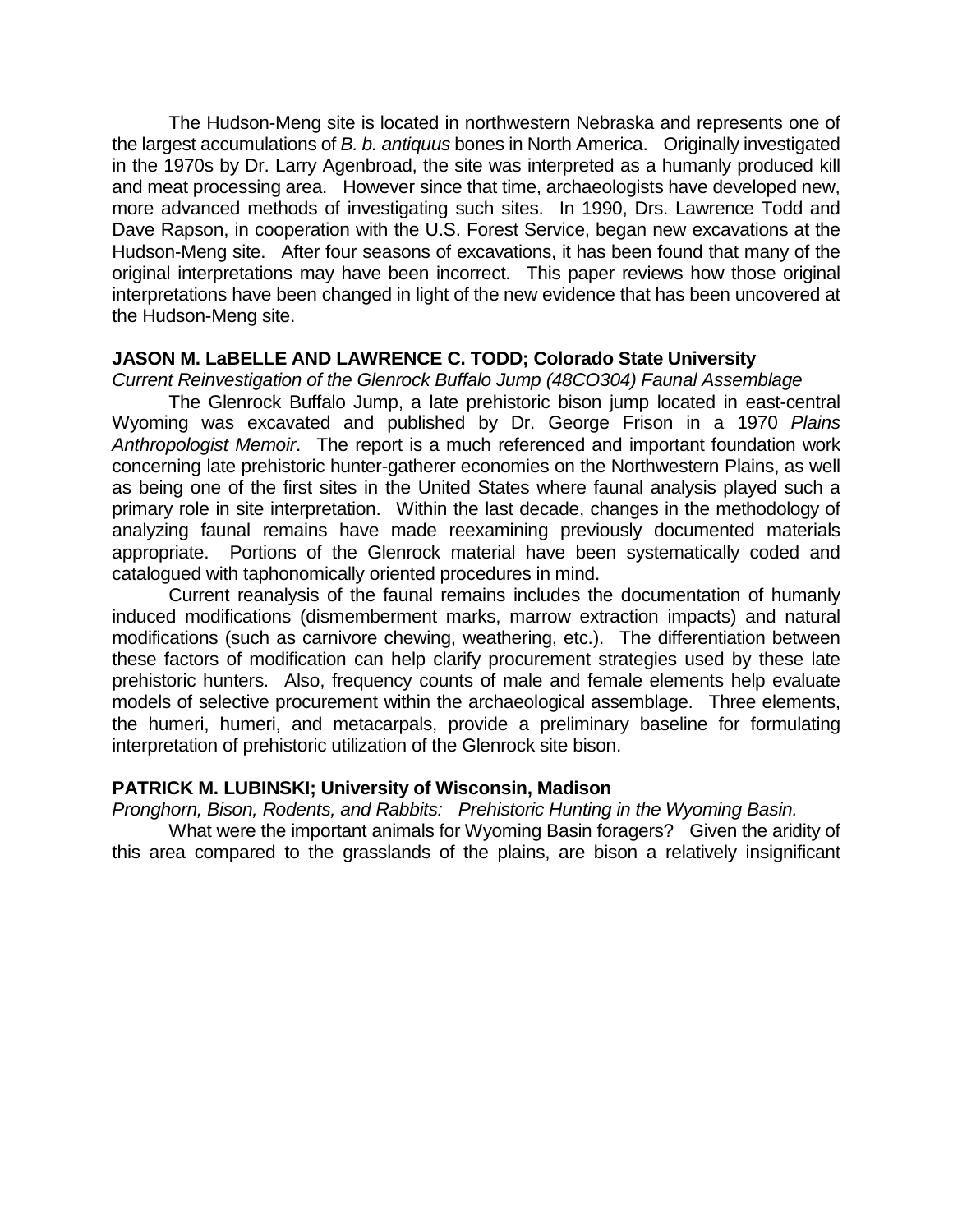The Hudson-Meng site is located in northwestern Nebraska and represents one of the largest accumulations of *B. b. antiquus* bones in North America. Originally investigated in the 1970s by Dr. Larry Agenbroad, the site was interpreted as a humanly produced kill and meat processing area. However since that time, archaeologists have developed new, more advanced methods of investigating such sites. In 1990, Drs. Lawrence Todd and Dave Rapson, in cooperation with the U.S. Forest Service, began new excavations at the Hudson-Meng site. After four seasons of excavations, it has been found that many of the original interpretations may have been incorrect. This paper reviews how those original interpretations have been changed in light of the new evidence that has been uncovered at the Hudson-Meng site.

**JASON M. LaBELLE AND LAWRENCE C. TODD; Colorado State University**
*Current Reinvestigation of the Glenrock Buffalo Jump (48CO304) Faunal Assemblage*

The Glenrock Buffalo Jump, a late prehistoric bison jump located in east-central Wyoming was excavated and published by Dr. George Frison in a 1970 *Plains Anthropologist Memoir*. The report is a much referenced and important foundation work concerning late prehistoric hunter-gatherer economies on the Northwestern Plains, as well as being one of the first sites in the United States where faunal analysis played such a primary role in site interpretation. Within the last decade, changes in the methodology of analyzing faunal remains have made reexamining previously documented materials appropriate. Portions of the Glenrock material have been systematically coded and catalogued with taphonomically oriented procedures in mind.

Current reanalysis of the faunal remains includes the documentation of humanly induced modifications (dismemberment marks, marrow extraction impacts) and natural modifications (such as carnivore chewing, weathering, etc.). The differentiation between these factors of modification can help clarify procurement strategies used by these late prehistoric hunters. Also, frequency counts of male and female elements help evaluate models of selective procurement within the archaeological assemblage. Three elements, the humeri, humeri, and metacarpals, provide a preliminary baseline for formulating interpretation of prehistoric utilization of the Glenrock site bison.

**PATRICK M. LUBINSKI; University of Wisconsin, Madison**
*Pronghorn, Bison, Rodents, and Rabbits: Prehistoric Hunting in the Wyoming Basin.*

What were the important animals for Wyoming Basin foragers? Given the aridity of this area compared to the grasslands of the plains, are bison a relatively insignificant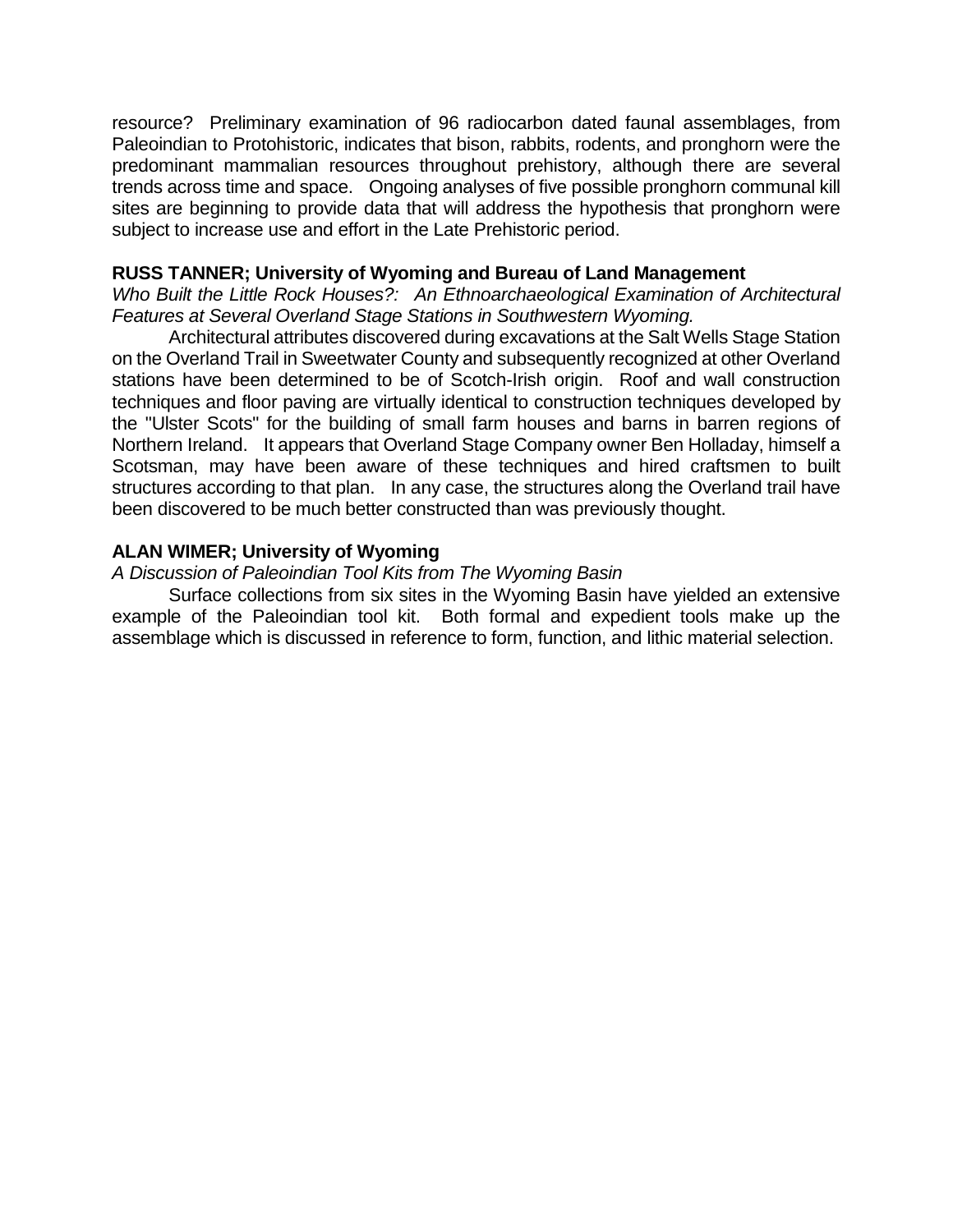resource? Preliminary examination of 96 radiocarbon dated faunal assemblages, from Paleoindian to Protohistoric, indicates that bison, rabbits, rodents, and pronghorn were the predominant mammalian resources throughout prehistory, although there are several trends across time and space. Ongoing analyses of five possible pronghorn communal kill sites are beginning to provide data that will address the hypothesis that pronghorn were subject to increase use and effort in the Late Prehistoric period.

**RUSS TANNER; University of Wyoming and Bureau of Land Management**

*Who Built the Little Rock Houses?: An Ethnoarchaeological Examination of Architectural Features at Several Overland Stage Stations in Southwestern Wyoming.*

Architectural attributes discovered during excavations at the Salt Wells Stage Station on the Overland Trail in Sweetwater County and subsequently recognized at other Overland stations have been determined to be of Scotch-Irish origin. Roof and wall construction techniques and floor paving are virtually identical to construction techniques developed by the "Ulster Scots" for the building of small farm houses and barns in barren regions of Northern Ireland. It appears that Overland Stage Company owner Ben Holladay, himself a Scotsman, may have been aware of these techniques and hired craftsmen to built structures according to that plan. In any case, the structures along the Overland trail have been discovered to be much better constructed than was previously thought.

**ALAN WIMER; University of Wyoming**

*A Discussion of Paleoindian Tool Kits from The Wyoming Basin*

Surface collections from six sites in the Wyoming Basin have yielded an extensive example of the Paleoindian tool kit. Both formal and expedient tools make up the assemblage which is discussed in reference to form, function, and lithic material selection.